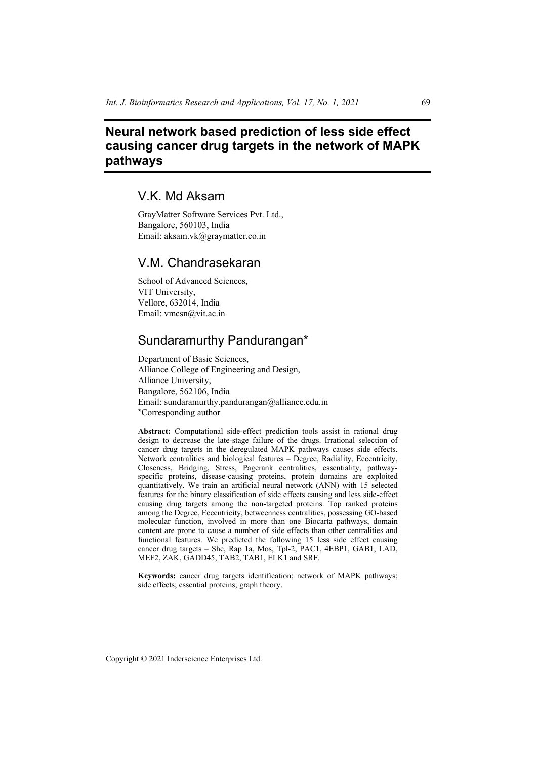# Neural network based prediction of less side effect causing cancer drug targets in the network of MAPK pathways

## V.K. Md Aksam

GrayMatter Software Services Pvt. Ltd.,
Bangalore, 560103, India
Email: aksam.vk@graymatter.co.in

## V.M. Chandrasekaran

School of Advanced Sciences,
VIT University,
Vellore, 632014, India
Email: vmcsn@vit.ac.in

## Sundaramurthy Pandurangan*

Department of Basic Sciences,
Alliance College of Engineering and Design,
Alliance University,
Bangalore, 562106, India
Email: sundaramurthy.pandurangan@alliance.edu.in
*Corresponding author

**Abstract:** Computational side-effect prediction tools assist in rational drug design to decrease the late-stage failure of the drugs. Irrational selection of cancer drug targets in the deregulated MAPK pathways causes side effects. Network centralities and biological features – Degree, Radiality, Eccentricity, Closeness, Bridging, Stress, Pagerank centralities, essentiality, pathway-specific proteins, disease-causing proteins, protein domains are exploited quantitatively. We train an artificial neural network (ANN) with 15 selected features for the binary classification of side effects causing and less side-effect causing drug targets among the non-targeted proteins. Top ranked proteins among the Degree, Eccentricity, betweenness centralities, possessing GO-based molecular function, involved in more than one Biocarta pathways, domain content are prone to cause a number of side effects than other centralities and functional features. We predicted the following 15 less side effect causing cancer drug targets – Shc, Rap 1a, Mos, Tpl-2, PAC1, 4EBP1, GAB1, LAD, MEF2, ZAK, GADD45, TAB2, TAB1, ELK1 and SRF.

**Keywords:** cancer drug targets identification; network of MAPK pathways; side effects; essential proteins; graph theory.

Copyright © 2021 Inderscience Enterprises Ltd.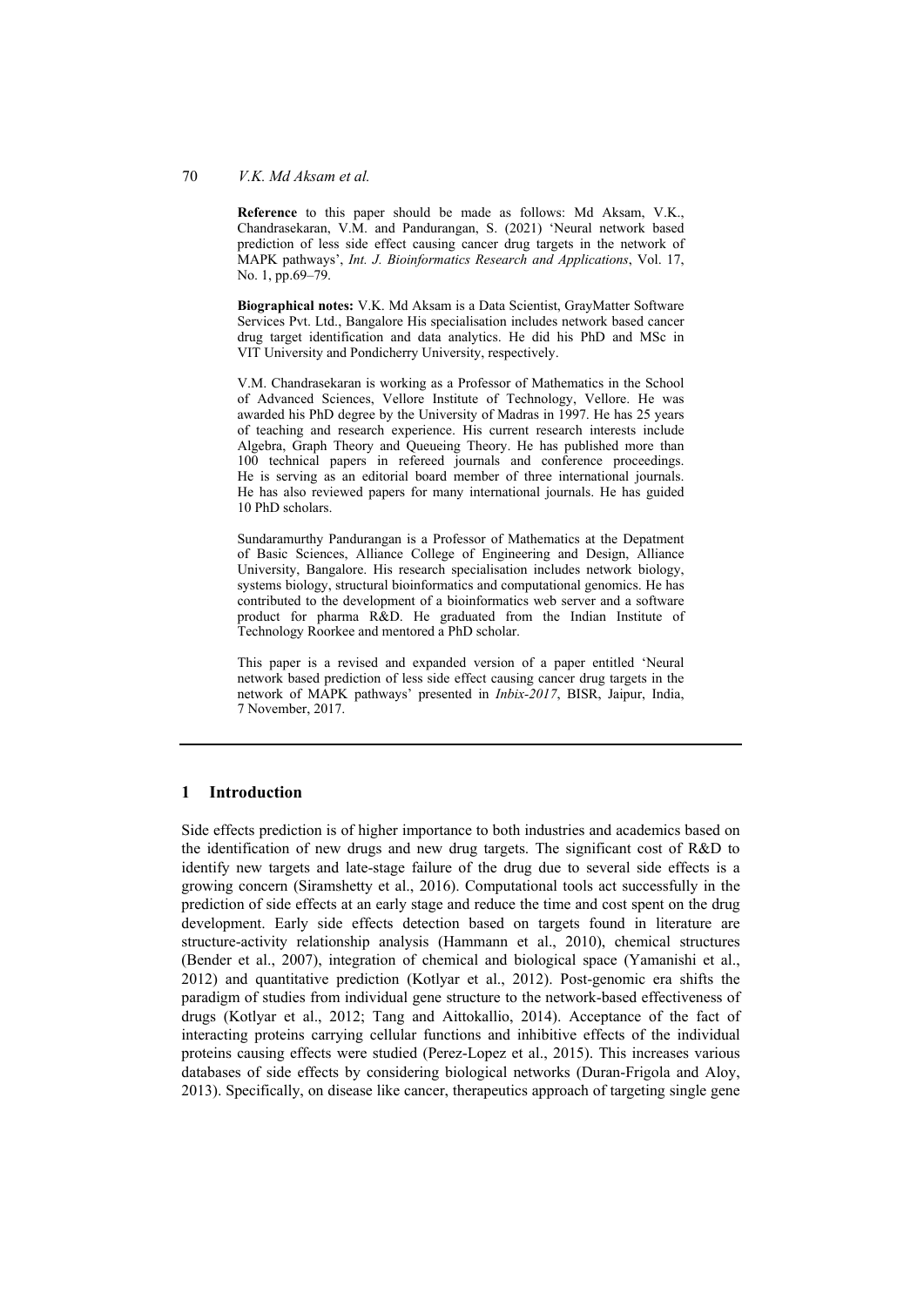**Reference** to this paper should be made as follows: Md Aksam, V.K., Chandrasekaran, V.M. and Pandurangan, S. (2021) 'Neural network based prediction of less side effect causing cancer drug targets in the network of MAPK pathways', *Int. J. Bioinformatics Research and Applications*, Vol. 17, No. 1, pp.69–79.

**Biographical notes:** V.K. Md Aksam is a Data Scientist, GrayMatter Software Services Pvt. Ltd., Bangalore His specialisation includes network based cancer drug target identification and data analytics. He did his PhD and MSc in VIT University and Pondicherry University, respectively.

V.M. Chandrasekaran is working as a Professor of Mathematics in the School of Advanced Sciences, Vellore Institute of Technology, Vellore. He was awarded his PhD degree by the University of Madras in 1997. He has 25 years of teaching and research experience. His current research interests include Algebra, Graph Theory and Queueing Theory. He has published more than 100 technical papers in refereed journals and conference proceedings. He is serving as an editorial board member of three international journals. He has also reviewed papers for many international journals. He has guided 10 PhD scholars.

Sundaramurthy Pandurangan is a Professor of Mathematics at the Depatment of Basic Sciences, Alliance College of Engineering and Design, Alliance University, Bangalore. His research specialisation includes network biology, systems biology, structural bioinformatics and computational genomics. He has contributed to the development of a bioinformatics web server and a software product for pharma R&D. He graduated from the Indian Institute of Technology Roorkee and mentored a PhD scholar.

This paper is a revised and expanded version of a paper entitled 'Neural network based prediction of less side effect causing cancer drug targets in the network of MAPK pathways' presented in *Inbix-2017*, BISR, Jaipur, India, 7 November, 2017.

## 1 Introduction

Side effects prediction is of higher importance to both industries and academics based on the identification of new drugs and new drug targets. The significant cost of R&D to identify new targets and late-stage failure of the drug due to several side effects is a growing concern (Siramshetty et al., 2016). Computational tools act successfully in the prediction of side effects at an early stage and reduce the time and cost spent on the drug development. Early side effects detection based on targets found in literature are structure-activity relationship analysis (Hammann et al., 2010), chemical structures (Bender et al., 2007), integration of chemical and biological space (Yamanishi et al., 2012) and quantitative prediction (Kotlyar et al., 2012). Post-genomic era shifts the paradigm of studies from individual gene structure to the network-based effectiveness of drugs (Kotlyar et al., 2012; Tang and Aittokallio, 2014). Acceptance of the fact of interacting proteins carrying cellular functions and inhibitive effects of the individual proteins causing effects were studied (Perez-Lopez et al., 2015). This increases various databases of side effects by considering biological networks (Duran-Frigola and Aloy, 2013). Specifically, on disease like cancer, therapeutics approach of targeting single gene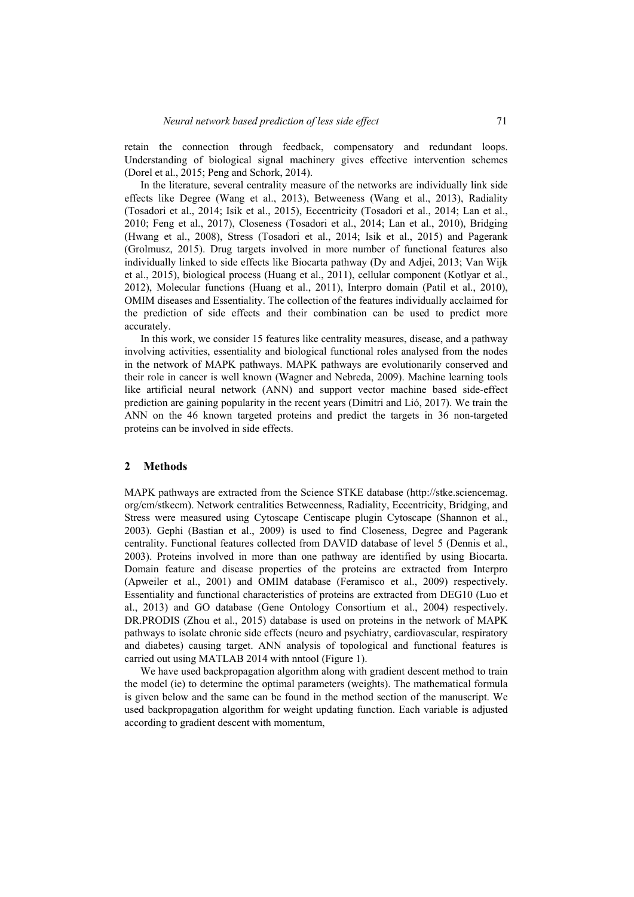retain the connection through feedback, compensatory and redundant loops. Understanding of biological signal machinery gives effective intervention schemes (Dorel et al., 2015; Peng and Schork, 2014).

In the literature, several centrality measure of the networks are individually link side effects like Degree (Wang et al., 2013), Betweeness (Wang et al., 2013), Radiality (Tosadori et al., 2014; Isik et al., 2015), Eccentricity (Tosadori et al., 2014; Lan et al., 2010; Feng et al., 2017), Closeness (Tosadori et al., 2014; Lan et al., 2010), Bridging (Hwang et al., 2008), Stress (Tosadori et al., 2014; Isik et al., 2015) and Pagerank (Grolmusz, 2015). Drug targets involved in more number of functional features also individually linked to side effects like Biocarta pathway (Dy and Adjei, 2013; Van Wijk et al., 2015), biological process (Huang et al., 2011), cellular component (Kotlyar et al., 2012), Molecular functions (Huang et al., 2011), Interpro domain (Patil et al., 2010), OMIM diseases and Essentiality. The collection of the features individually acclaimed for the prediction of side effects and their combination can be used to predict more accurately.

In this work, we consider 15 features like centrality measures, disease, and a pathway involving activities, essentiality and biological functional roles analysed from the nodes in the network of MAPK pathways. MAPK pathways are evolutionarily conserved and their role in cancer is well known (Wagner and Nebreda, 2009). Machine learning tools like artificial neural network (ANN) and support vector machine based side-effect prediction are gaining popularity in the recent years (Dimitri and Lió, 2017). We train the ANN on the 46 known targeted proteins and predict the targets in 36 non-targeted proteins can be involved in side effects.

## 2 Methods

MAPK pathways are extracted from the Science STKE database (http://stke.sciencemag.org/cm/stkecm). Network centralities Betweenness, Radiality, Eccentricity, Bridging, and Stress were measured using Cytoscape Centiscape plugin Cytoscape (Shannon et al., 2003). Gephi (Bastian et al., 2009) is used to find Closeness, Degree and Pagerank centrality. Functional features collected from DAVID database of level 5 (Dennis et al., 2003). Proteins involved in more than one pathway are identified by using Biocarta. Domain feature and disease properties of the proteins are extracted from Interpro (Apweiler et al., 2001) and OMIM database (Feramisco et al., 2009) respectively. Essentiality and functional characteristics of proteins are extracted from DEG10 (Luo et al., 2013) and GO database (Gene Ontology Consortium et al., 2004) respectively. DR.PRODIS (Zhou et al., 2015) database is used on proteins in the network of MAPK pathways to isolate chronic side effects (neuro and psychiatry, cardiovascular, respiratory and diabetes) causing target. ANN analysis of topological and functional features is carried out using MATLAB 2014 with nntool (Figure 1).

We have used backpropagation algorithm along with gradient descent method to train the model (ie) to determine the optimal parameters (weights). The mathematical formula is given below and the same can be found in the method section of the manuscript. We used backpropagation algorithm for weight updating function. Each variable is adjusted according to gradient descent with momentum,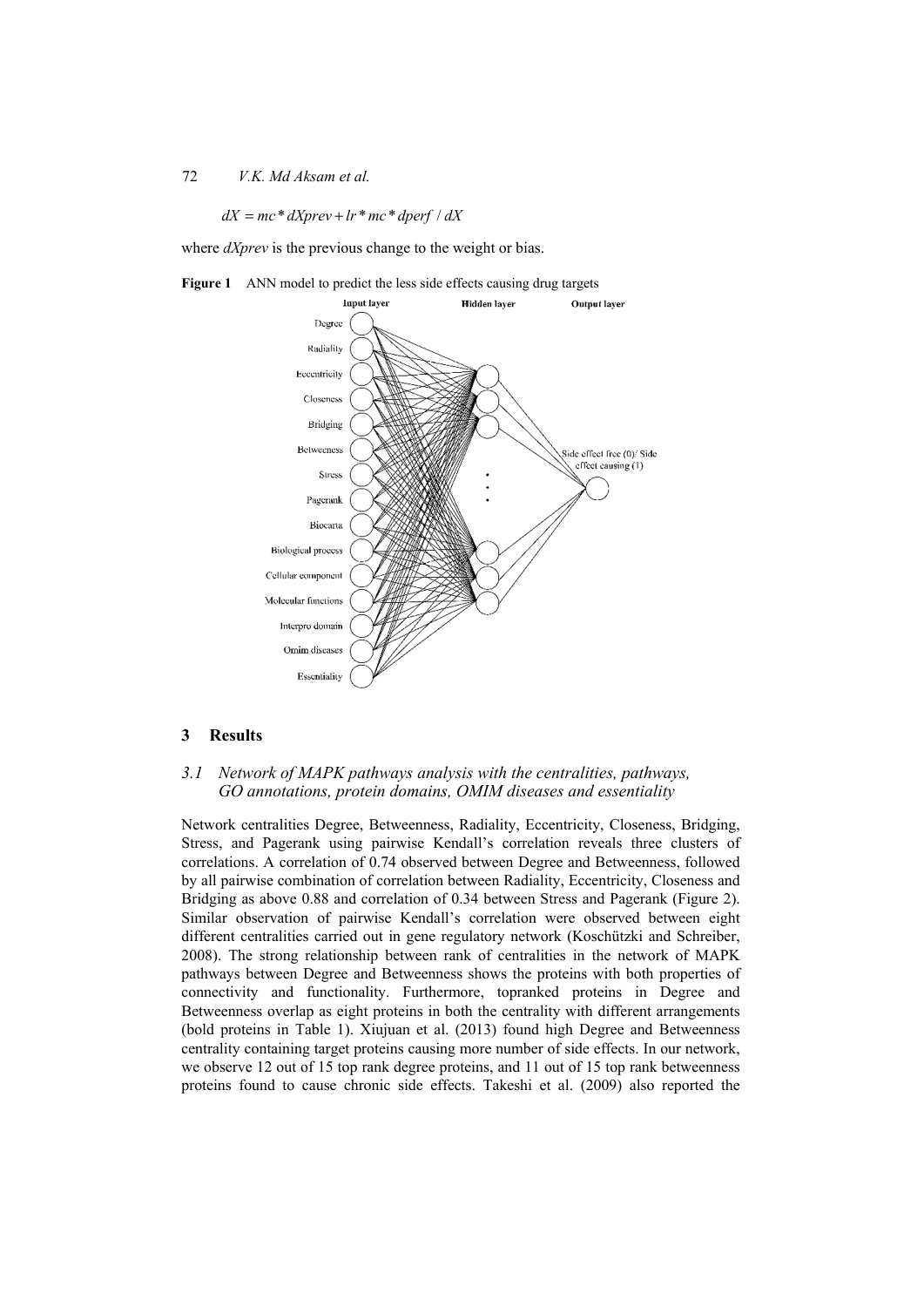$$dX = mc * dXprev + lr * mc * dperf / dX$$

where *dXprev* is the previous change to the weight or bias.

**Figure 1** ANN model to predict the less side effects causing drug targets

## 3 Results

### 3.1 Network of MAPK pathways analysis with the centralities, pathways, GO annotations, protein domains, OMIM diseases and essentiality

Network centralities Degree, Betweenness, Radiality, Eccentricity, Closeness, Bridging, Stress, and Pagerank using pairwise Kendall's correlation reveals three clusters of correlations. A correlation of 0.74 observed between Degree and Betweenness, followed by all pairwise combination of correlation between Radiality, Eccentricity, Closeness and Bridging as above 0.88 and correlation of 0.34 between Stress and Pagerank (Figure 2). Similar observation of pairwise Kendall's correlation were observed between eight different centralities carried out in gene regulatory network (Koschützki and Schreiber, 2008). The strong relationship between rank of centralities in the network of MAPK pathways between Degree and Betweenness shows the proteins with both properties of connectivity and functionality. Furthermore, topranked proteins in Degree and Betweenness overlap as eight proteins in both the centrality with different arrangements (bold proteins in Table 1). Xiujuan et al. (2013) found high Degree and Betweenness centrality containing target proteins causing more number of side effects. In our network, we observe 12 out of 15 top rank degree proteins, and 11 out of 15 top rank betweenness proteins found to cause chronic side effects. Takeshi et al. (2009) also reported the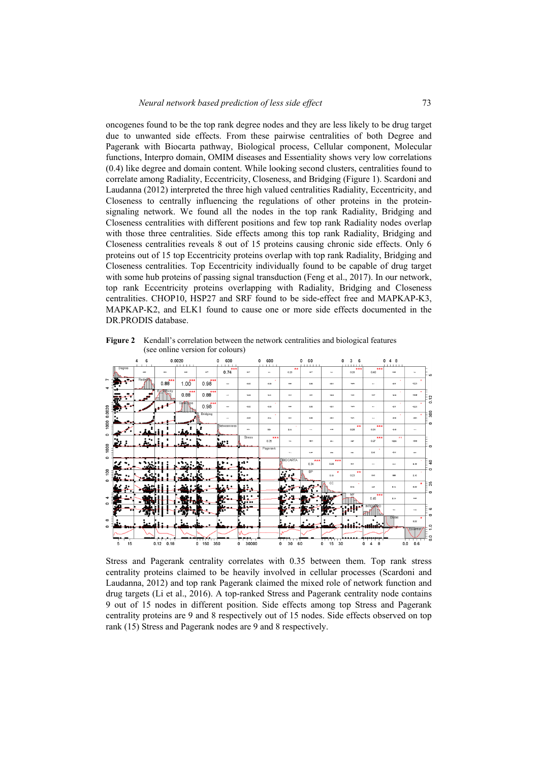oncogenes found to be the top rank degree nodes and they are less likely to be drug target due to unwanted side effects. From these pairwise centralities of both Degree and Pagerank with Biocarta pathway, Biological process, Cellular component, Molecular functions, Interpro domain, OMIM diseases and Essentiality shows very low correlations (0.4) like degree and domain content. While looking second clusters, centralities found to correlate among Radiality, Eccentricity, Closeness, and Bridging (Figure 1). Scardoni and Laudanna (2012) interpreted the three high valued centralities Radiality, Eccentricity, and Closeness to centrally influencing the regulations of other proteins in the protein-signaling network. We found all the nodes in the top rank Radiality, Bridging and Closeness centralities with different positions and few top rank Radiality nodes overlap with those three centralities. Side effects among this top rank Radiality, Bridging and Closeness centralities reveals 8 out of 15 proteins causing chronic side effects. Only 6 proteins out of 15 top Eccentricity proteins overlap with top rank Radiality, Bridging and Closeness centralities. Top Eccentricity individually found to be capable of drug target with some hub proteins of passing signal transduction (Feng et al., 2017). In our network, top rank Eccentricity centrality proteins overlapping with Radiality, Bridging and Closeness centralities. CHOP10, HSP27 and SRF found to be side-effect free and MAPKAP-K3, MAPKAP-K2, and ELK1 found to cause one or more side effects documented in the DR.PRODIS database.

**Figure 2** Kendall's correlation between the network centralities and biological features (see online version for colours)

Stress and Pagerank centrality correlates with 0.35 between them. Top rank stress centrality proteins claimed to be heavily involved in cellular processes (Scardoni and Laudanna, 2012) and top rank Pagerank claimed the mixed role of network function and drug targets (Li et al., 2016). A top-ranked Stress and Pagerank centrality node contains 9 out of 15 nodes in different position. Side effects among top Stress and Pagerank centrality proteins are 9 and 8 respectively out of 15 nodes. Side effects observed on top rank (15) Stress and Pagerank nodes are 9 and 8 respectively.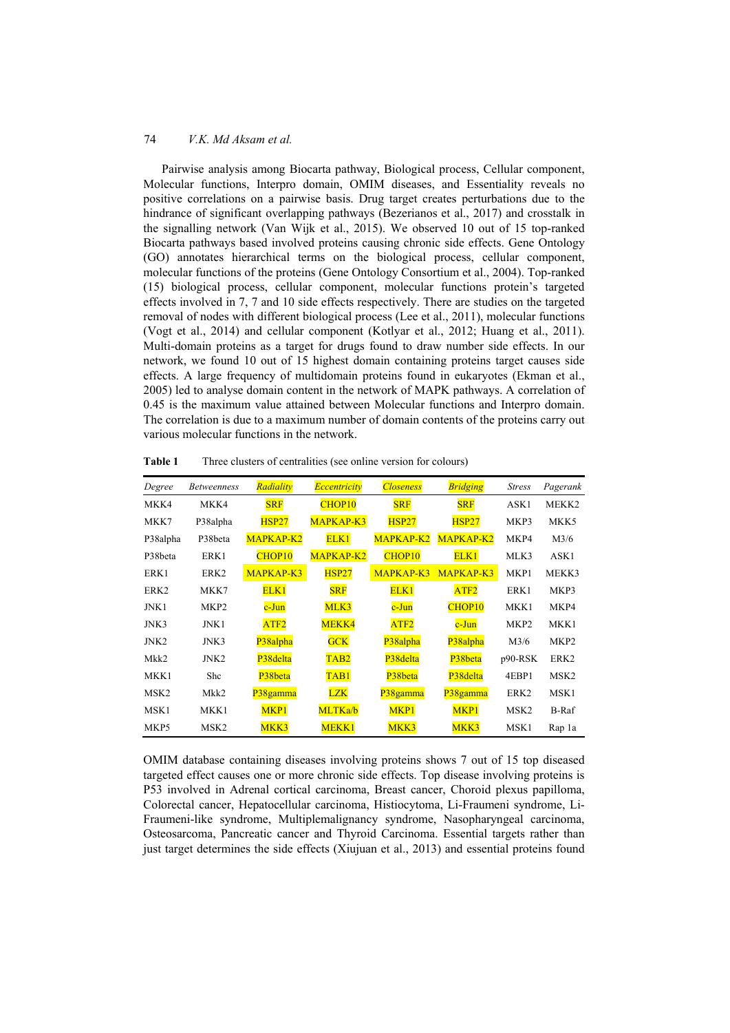Pairwise analysis among Biocarta pathway, Biological process, Cellular component, Molecular functions, Interpro domain, OMIM diseases, and Essentiality reveals no positive correlations on a pairwise basis. Drug target creates perturbations due to the hindrance of significant overlapping pathways (Bezerianos et al., 2017) and crosstalk in the signalling network (Van Wijk et al., 2015). We observed 10 out of 15 top-ranked Biocarta pathways based involved proteins causing chronic side effects. Gene Ontology (GO) annotates hierarchical terms on the biological process, cellular component, molecular functions of the proteins (Gene Ontology Consortium et al., 2004). Top-ranked (15) biological process, cellular component, molecular functions protein's targeted effects involved in 7, 7 and 10 side effects respectively. There are studies on the targeted removal of nodes with different biological process (Lee et al., 2011), molecular functions (Vogt et al., 2014) and cellular component (Kotlyar et al., 2012; Huang et al., 2011). Multi-domain proteins as a target for drugs found to draw number side effects. In our network, we found 10 out of 15 highest domain containing proteins target causes side effects. A large frequency of multidomain proteins found in eukaryotes (Ekman et al., 2005) led to analyse domain content in the network of MAPK pathways. A correlation of 0.45 is the maximum value attained between Molecular functions and Interpro domain. The correlation is due to a maximum number of domain contents of the proteins carry out various molecular functions in the network.

**Table 1** Three clusters of centralities (see online version for colours)

| *Degree* | *Betweenness* | *Radiality* | *Eccentricity* | *Closeness* | *Bridging* | *Stress* | *Pagerank* |
|---|---|---|---|---|---|---|---|
| MKK4 | MKK4 | SRF | CHOP10 | SRF | SRF | ASK1 | MEKK2 |
| MKK7 | P38alpha | HSP27 | MAPKAP-K3 | HSP27 | HSP27 | MKP3 | MKK5 |
| P38alpha | P38beta | MAPKAP-K2 | ELK1 | MAPKAP-K2 | MAPKAP-K2 | MKP4 | M3/6 |
| P38beta | ERK1 | CHOP10 | MAPKAP-K2 | CHOP10 | ELK1 | MLK3 | ASK1 |
| ERK1 | ERK2 | MAPKAP-K3 | HSP27 | MAPKAP-K3 | MAPKAP-K3 | MKP1 | MEKK3 |
| ERK2 | MKK7 | ELK1 | SRF | ELK1 | ATF2 | ERK1 | MKP3 |
| JNK1 | MKP2 | c-Jun | MLK3 | c-Jun | CHOP10 | MKK1 | MKP4 |
| JNK3 | JNK1 | ATF2 | MEKK4 | ATF2 | c-Jun | MKP2 | MKK1 |
| JNK2 | JNK3 | P38alpha | GCK | P38alpha | P38alpha | M3/6 | MKP2 |
| Mkk2 | JNK2 | P38delta | TAB2 | P38delta | P38beta | p90-RSK | ERK2 |
| MKK1 | Shc | P38beta | TAB1 | P38beta | P38delta | 4EBP1 | MSK2 |
| MSK2 | Mkk2 | P38gamma | LZK | P38gamma | P38gamma | ERK2 | MSK1 |
| MSK1 | MKK1 | MKP1 | MLTKa/b | MKP1 | MKP1 | MSK2 | B-Raf |
| MKP5 | MSK2 | MKK3 | MEKK1 | MKK3 | MKK3 | MSK1 | Rap 1a |

OMIM database containing diseases involving proteins shows 7 out of 15 top diseased targeted effect causes one or more chronic side effects. Top disease involving proteins is P53 involved in Adrenal cortical carcinoma, Breast cancer, Choroid plexus papilloma, Colorectal cancer, Hepatocellular carcinoma, Histiocytoma, Li-Fraumeni syndrome, Li-Fraumeni-like syndrome, Multiplemalignancy syndrome, Nasopharyngeal carcinoma, Osteosarcoma, Pancreatic cancer and Thyroid Carcinoma. Essential targets rather than just target determines the side effects (Xiujuan et al., 2013) and essential proteins found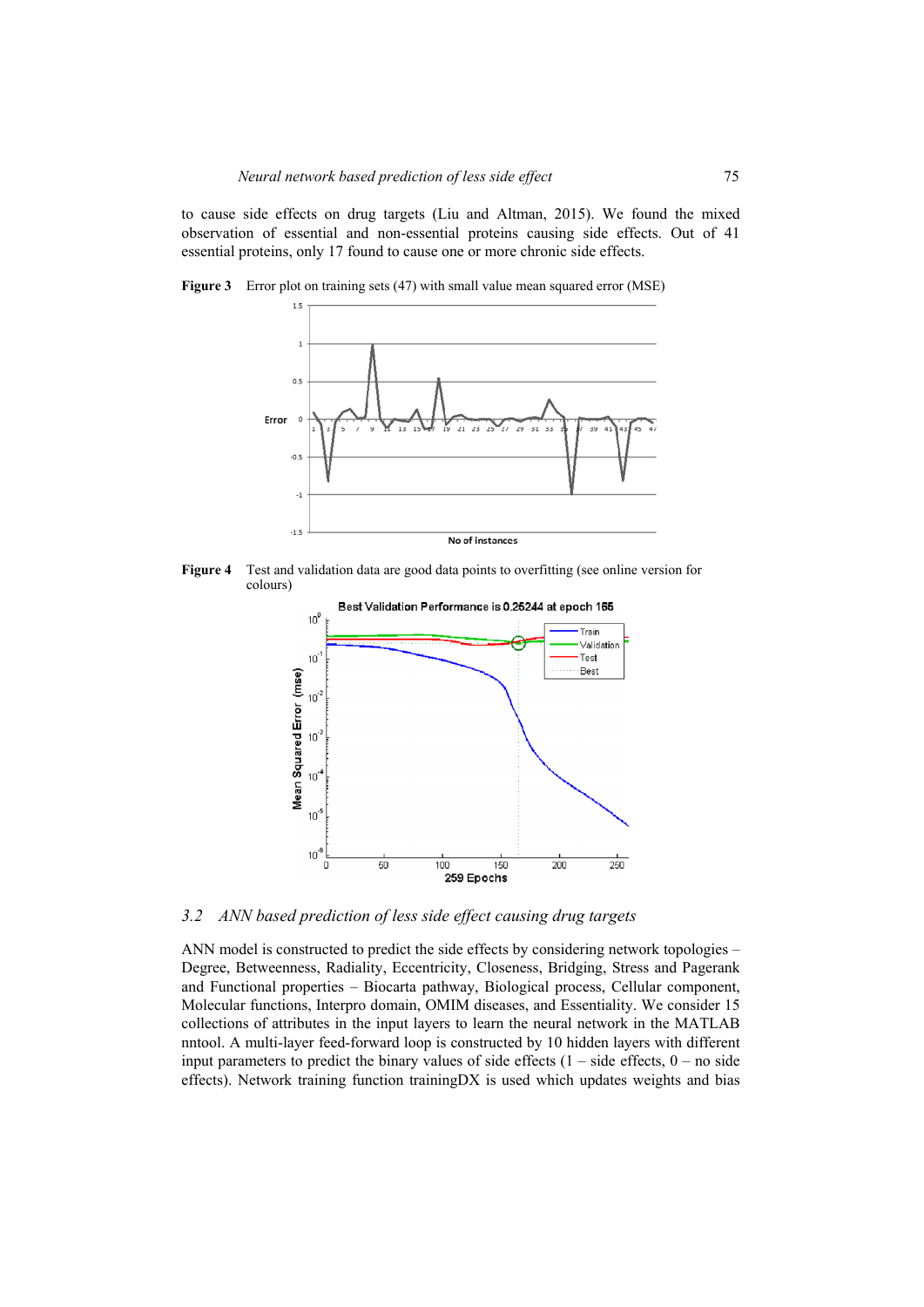to cause side effects on drug targets (Liu and Altman, 2015). We found the mixed observation of essential and non-essential proteins causing side effects. Out of 41 essential proteins, only 17 found to cause one or more chronic side effects.

**Figure 3** Error plot on training sets (47) with small value mean squared error (MSE)

**Figure 4** Test and validation data are good data points to overfitting (see online version for colours)

### 3.2 *ANN based prediction of less side effect causing drug targets*

ANN model is constructed to predict the side effects by considering network topologies – Degree, Betweenness, Radiality, Eccentricity, Closeness, Bridging, Stress and Pagerank and Functional properties – Biocarta pathway, Biological process, Cellular component, Molecular functions, Interpro domain, OMIM diseases, and Essentiality. We consider 15 collections of attributes in the input layers to learn the neural network in the MATLAB nntool. A multi-layer feed-forward loop is constructed by 10 hidden layers with different input parameters to predict the binary values of side effects (1 – side effects, 0 – no side effects). Network training function trainingDX is used which updates weights and bias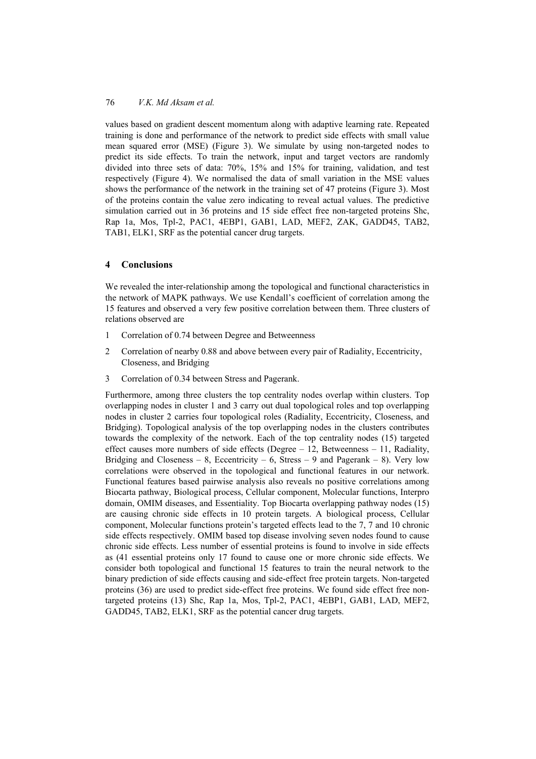values based on gradient descent momentum along with adaptive learning rate. Repeated training is done and performance of the network to predict side effects with small value mean squared error (MSE) (Figure 3). We simulate by using non-targeted nodes to predict its side effects. To train the network, input and target vectors are randomly divided into three sets of data: 70%, 15% and 15% for training, validation, and test respectively (Figure 4). We normalised the data of small variation in the MSE values shows the performance of the network in the training set of 47 proteins (Figure 3). Most of the proteins contain the value zero indicating to reveal actual values. The predictive simulation carried out in 36 proteins and 15 side effect free non-targeted proteins Shc, Rap 1a, Mos, Tpl-2, PAC1, 4EBP1, GAB1, LAD, MEF2, ZAK, GADD45, TAB2, TAB1, ELK1, SRF as the potential cancer drug targets.

## 4 Conclusions

We revealed the inter-relationship among the topological and functional characteristics in the network of MAPK pathways. We use Kendall's coefficient of correlation among the 15 features and observed a very few positive correlation between them. Three clusters of relations observed are

1. Correlation of 0.74 between Degree and Betweenness
2. Correlation of nearby 0.88 and above between every pair of Radiality, Eccentricity, Closeness, and Bridging
3. Correlation of 0.34 between Stress and Pagerank.

Furthermore, among three clusters the top centrality nodes overlap within clusters. Top overlapping nodes in cluster 1 and 3 carry out dual topological roles and top overlapping nodes in cluster 2 carries four topological roles (Radiality, Eccentricity, Closeness, and Bridging). Topological analysis of the top overlapping nodes in the clusters contributes towards the complexity of the network. Each of the top centrality nodes (15) targeted effect causes more numbers of side effects (Degree – 12, Betweenness – 11, Radiality, Bridging and Closeness – 8, Eccentricity – 6, Stress – 9 and Pagerank – 8). Very low correlations were observed in the topological and functional features in our network. Functional features based pairwise analysis also reveals no positive correlations among Biocarta pathway, Biological process, Cellular component, Molecular functions, Interpro domain, OMIM diseases, and Essentiality. Top Biocarta overlapping pathway nodes (15) are causing chronic side effects in 10 protein targets. A biological process, Cellular component, Molecular functions protein's targeted effects lead to the 7, 7 and 10 chronic side effects respectively. OMIM based top disease involving seven nodes found to cause chronic side effects. Less number of essential proteins is found to involve in side effects as (41 essential proteins only 17 found to cause one or more chronic side effects. We consider both topological and functional 15 features to train the neural network to the binary prediction of side effects causing and side-effect free protein targets. Non-targeted proteins (36) are used to predict side-effect free proteins. We found side effect free non-targeted proteins (13) Shc, Rap 1a, Mos, Tpl-2, PAC1, 4EBP1, GAB1, LAD, MEF2, GADD45, TAB2, ELK1, SRF as the potential cancer drug targets.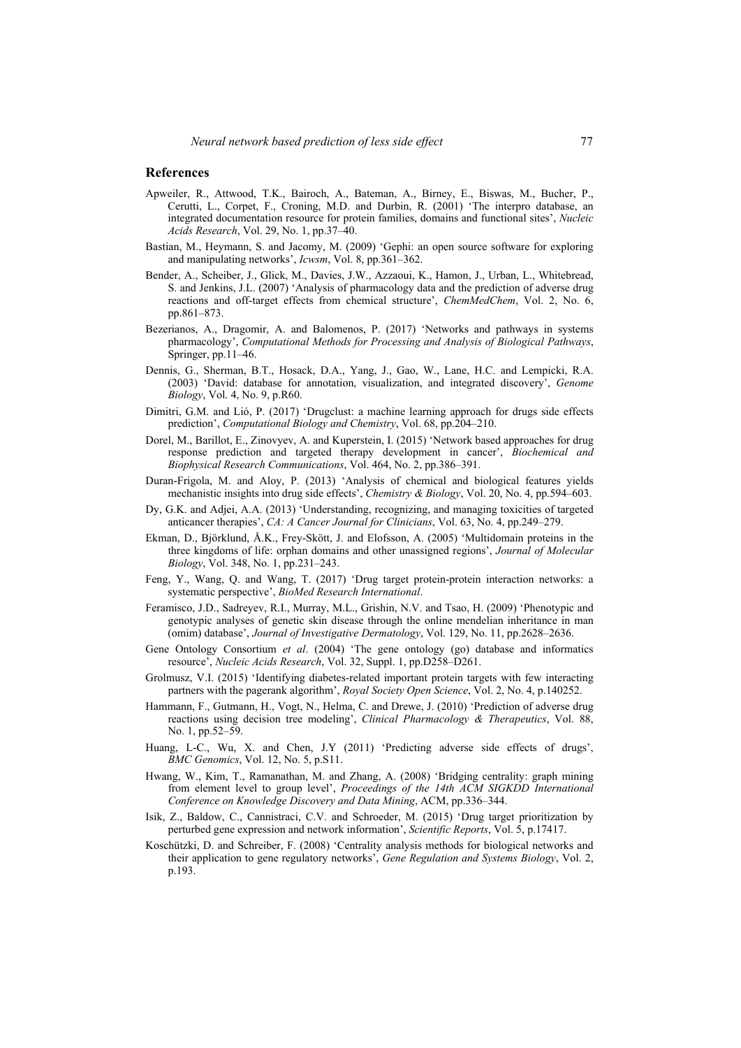## References

Apweiler, R., Attwood, T.K., Bairoch, A., Bateman, A., Birney, E., Biswas, M., Bucher, P., Cerutti, L., Corpet, F., Croning, M.D. and Durbin, R. (2001) 'The interpro database, an integrated documentation resource for protein families, domains and functional sites', *Nucleic Acids Research*, Vol. 29, No. 1, pp.37–40.

Bastian, M., Heymann, S. and Jacomy, M. (2009) 'Gephi: an open source software for exploring and manipulating networks', *Icwsm*, Vol. 8, pp.361–362.

Bender, A., Scheiber, J., Glick, M., Davies, J.W., Azzaoui, K., Hamon, J., Urban, L., Whitebread, S. and Jenkins, J.L. (2007) 'Analysis of pharmacology data and the prediction of adverse drug reactions and off-target effects from chemical structure', *ChemMedChem*, Vol. 2, No. 6, pp.861–873.

Bezerianos, A., Dragomir, A. and Balomenos, P. (2017) 'Networks and pathways in systems pharmacology', *Computational Methods for Processing and Analysis of Biological Pathways*, Springer, pp.11–46.

Dennis, G., Sherman, B.T., Hosack, D.A., Yang, J., Gao, W., Lane, H.C. and Lempicki, R.A. (2003) 'David: database for annotation, visualization, and integrated discovery', *Genome Biology*, Vol. 4, No. 9, p.R60.

Dimitri, G.M. and Lió, P. (2017) 'Drugclust: a machine learning approach for drugs side effects prediction', *Computational Biology and Chemistry*, Vol. 68, pp.204–210.

Dorel, M., Barillot, E., Zinovyev, A. and Kuperstein, I. (2015) 'Network based approaches for drug response prediction and targeted therapy development in cancer', *Biochemical and Biophysical Research Communications*, Vol. 464, No. 2, pp.386–391.

Duran-Frigola, M. and Aloy, P. (2013) 'Analysis of chemical and biological features yields mechanistic insights into drug side effects', *Chemistry & Biology*, Vol. 20, No. 4, pp.594–603.

Dy, G.K. and Adjei, A.A. (2013) 'Understanding, recognizing, and managing toxicities of targeted anticancer therapies', *CA: A Cancer Journal for Clinicians*, Vol. 63, No. 4, pp.249–279.

Ekman, D., Björklund, Å.K., Frey-Skött, J. and Elofsson, A. (2005) 'Multidomain proteins in the three kingdoms of life: orphan domains and other unassigned regions', *Journal of Molecular Biology*, Vol. 348, No. 1, pp.231–243.

Feng, Y., Wang, Q. and Wang, T. (2017) 'Drug target protein-protein interaction networks: a systematic perspective', *BioMed Research International*.

Feramisco, J.D., Sadreyev, R.I., Murray, M.L., Grishin, N.V. and Tsao, H. (2009) 'Phenotypic and genotypic analyses of genetic skin disease through the online mendelian inheritance in man (omim) database', *Journal of Investigative Dermatology*, Vol. 129, No. 11, pp.2628–2636.

Gene Ontology Consortium *et al*. (2004) 'The gene ontology (go) database and informatics resource', *Nucleic Acids Research*, Vol. 32, Suppl. 1, pp.D258–D261.

Grolmusz, V.I. (2015) 'Identifying diabetes-related important protein targets with few interacting partners with the pagerank algorithm', *Royal Society Open Science*, Vol. 2, No. 4, p.140252.

Hammann, F., Gutmann, H., Vogt, N., Helma, C. and Drewe, J. (2010) 'Prediction of adverse drug reactions using decision tree modeling', *Clinical Pharmacology & Therapeutics*, Vol. 88, No. 1, pp.52–59.

Huang, L-C., Wu, X. and Chen, J.Y (2011) 'Predicting adverse side effects of drugs', *BMC Genomics*, Vol. 12, No. 5, p.S11.

Hwang, W., Kim, T., Ramanathan, M. and Zhang, A. (2008) 'Bridging centrality: graph mining from element level to group level', *Proceedings of the 14th ACM SIGKDD International Conference on Knowledge Discovery and Data Mining*, ACM, pp.336–344.

Isik, Z., Baldow, C., Cannistraci, C.V. and Schroeder, M. (2015) 'Drug target prioritization by perturbed gene expression and network information', *Scientific Reports*, Vol. 5, p.17417.

Koschützki, D. and Schreiber, F. (2008) 'Centrality analysis methods for biological networks and their application to gene regulatory networks', *Gene Regulation and Systems Biology*, Vol. 2, p.193.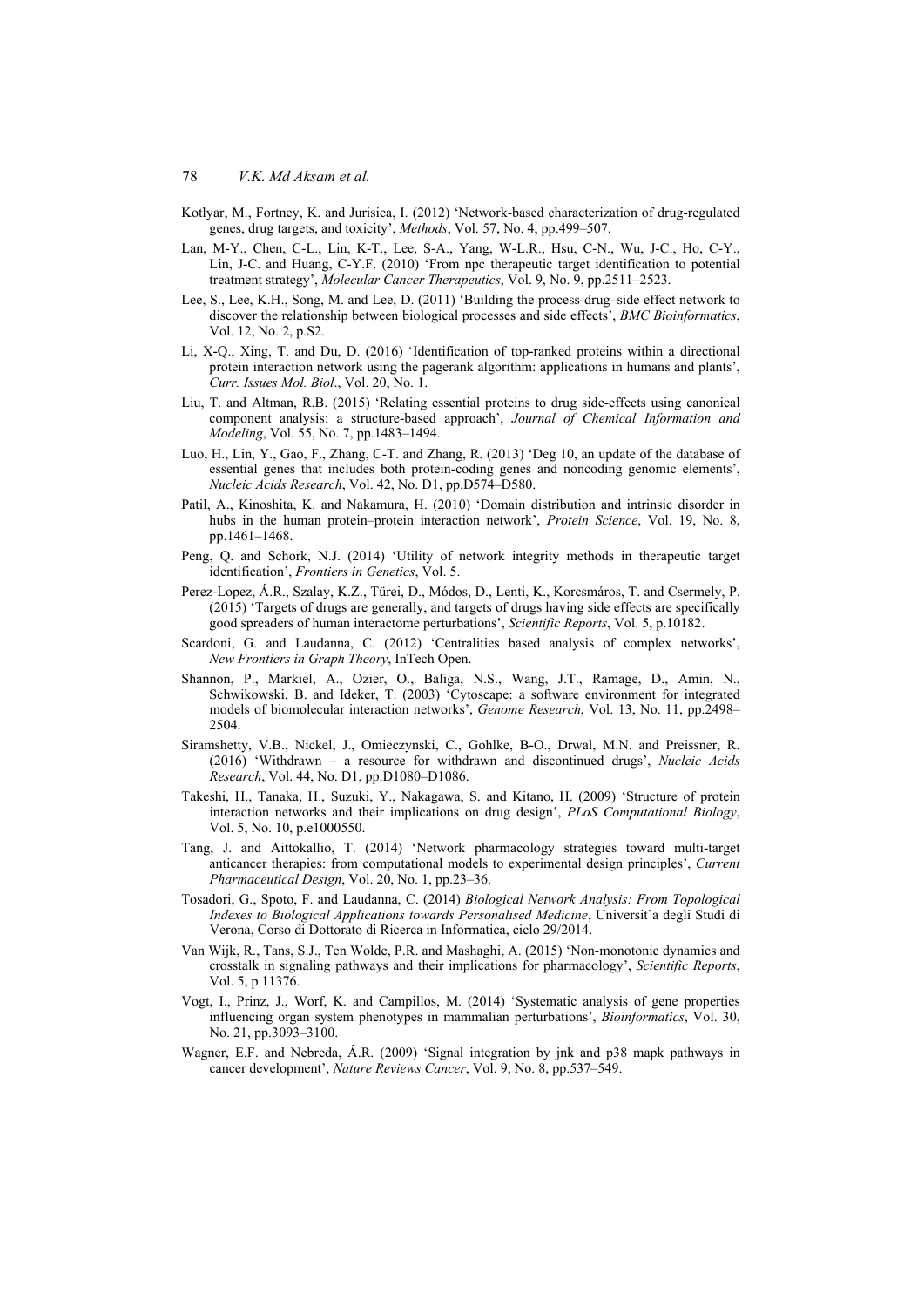Kotlyar, M., Fortney, K. and Jurisica, I. (2012) 'Network-based characterization of drug-regulated genes, drug targets, and toxicity', *Methods*, Vol. 57, No. 4, pp.499–507.

Lan, M-Y., Chen, C-L., Lin, K-T., Lee, S-A., Yang, W-L.R., Hsu, C-N., Wu, J-C., Ho, C-Y., Lin, J-C. and Huang, C-Y.F. (2010) 'From npc therapeutic target identification to potential treatment strategy', *Molecular Cancer Therapeutics*, Vol. 9, No. 9, pp.2511–2523.

Lee, S., Lee, K.H., Song, M. and Lee, D. (2011) 'Building the process-drug–side effect network to discover the relationship between biological processes and side effects', *BMC Bioinformatics*, Vol. 12, No. 2, p.S2.

Li, X-Q., Xing, T. and Du, D. (2016) 'Identification of top-ranked proteins within a directional protein interaction network using the pagerank algorithm: applications in humans and plants', *Curr. Issues Mol. Biol*., Vol. 20, No. 1.

Liu, T. and Altman, R.B. (2015) 'Relating essential proteins to drug side-effects using canonical component analysis: a structure-based approach', *Journal of Chemical Information and Modeling*, Vol. 55, No. 7, pp.1483–1494.

Luo, H., Lin, Y., Gao, F., Zhang, C-T. and Zhang, R. (2013) 'Deg 10, an update of the database of essential genes that includes both protein-coding genes and noncoding genomic elements', *Nucleic Acids Research*, Vol. 42, No. D1, pp.D574–D580.

Patil, A., Kinoshita, K. and Nakamura, H. (2010) 'Domain distribution and intrinsic disorder in hubs in the human protein–protein interaction network', *Protein Science*, Vol. 19, No. 8, pp.1461–1468.

Peng, Q. and Schork, N.J. (2014) 'Utility of network integrity methods in therapeutic target identification', *Frontiers in Genetics*, Vol. 5.

Perez-Lopez, Á.R., Szalay, K.Z., Türei, D., Módos, D., Lenti, K., Korcsmáros, T. and Csermely, P. (2015) 'Targets of drugs are generally, and targets of drugs having side effects are specifically good spreaders of human interactome perturbations', *Scientific Reports*, Vol. 5, p.10182.

Scardoni, G. and Laudanna, C. (2012) 'Centralities based analysis of complex networks', *New Frontiers in Graph Theory*, InTech Open.

Shannon, P., Markiel, A., Ozier, O., Baliga, N.S., Wang, J.T., Ramage, D., Amin, N., Schwikowski, B. and Ideker, T. (2003) 'Cytoscape: a software environment for integrated models of biomolecular interaction networks', *Genome Research*, Vol. 13, No. 11, pp.2498–2504.

Siramshetty, V.B., Nickel, J., Omieczynski, C., Gohlke, B-O., Drwal, M.N. and Preissner, R. (2016) 'Withdrawn – a resource for withdrawn and discontinued drugs', *Nucleic Acids Research*, Vol. 44, No. D1, pp.D1080–D1086.

Takeshi, H., Tanaka, H., Suzuki, Y., Nakagawa, S. and Kitano, H. (2009) 'Structure of protein interaction networks and their implications on drug design', *PLoS Computational Biology*, Vol. 5, No. 10, p.e1000550.

Tang, J. and Aittokallio, T. (2014) 'Network pharmacology strategies toward multi-target anticancer therapies: from computational models to experimental design principles', *Current Pharmaceutical Design*, Vol. 20, No. 1, pp.23–36.

Tosadori, G., Spoto, F. and Laudanna, C. (2014) *Biological Network Analysis: From Topological Indexes to Biological Applications towards Personalised Medicine*, Universit`a degli Studi di Verona, Corso di Dottorato di Ricerca in Informatica, ciclo 29/2014.

Van Wijk, R., Tans, S.J., Ten Wolde, P.R. and Mashaghi, A. (2015) 'Non-monotonic dynamics and crosstalk in signaling pathways and their implications for pharmacology', *Scientific Reports*, Vol. 5, p.11376.

Vogt, I., Prinz, J., Worf, K. and Campillos, M. (2014) 'Systematic analysis of gene properties influencing organ system phenotypes in mammalian perturbations', *Bioinformatics*, Vol. 30, No. 21, pp.3093–3100.

Wagner, E.F. and Nebreda, Á.R. (2009) 'Signal integration by jnk and p38 mapk pathways in cancer development', *Nature Reviews Cancer*, Vol. 9, No. 8, pp.537–549.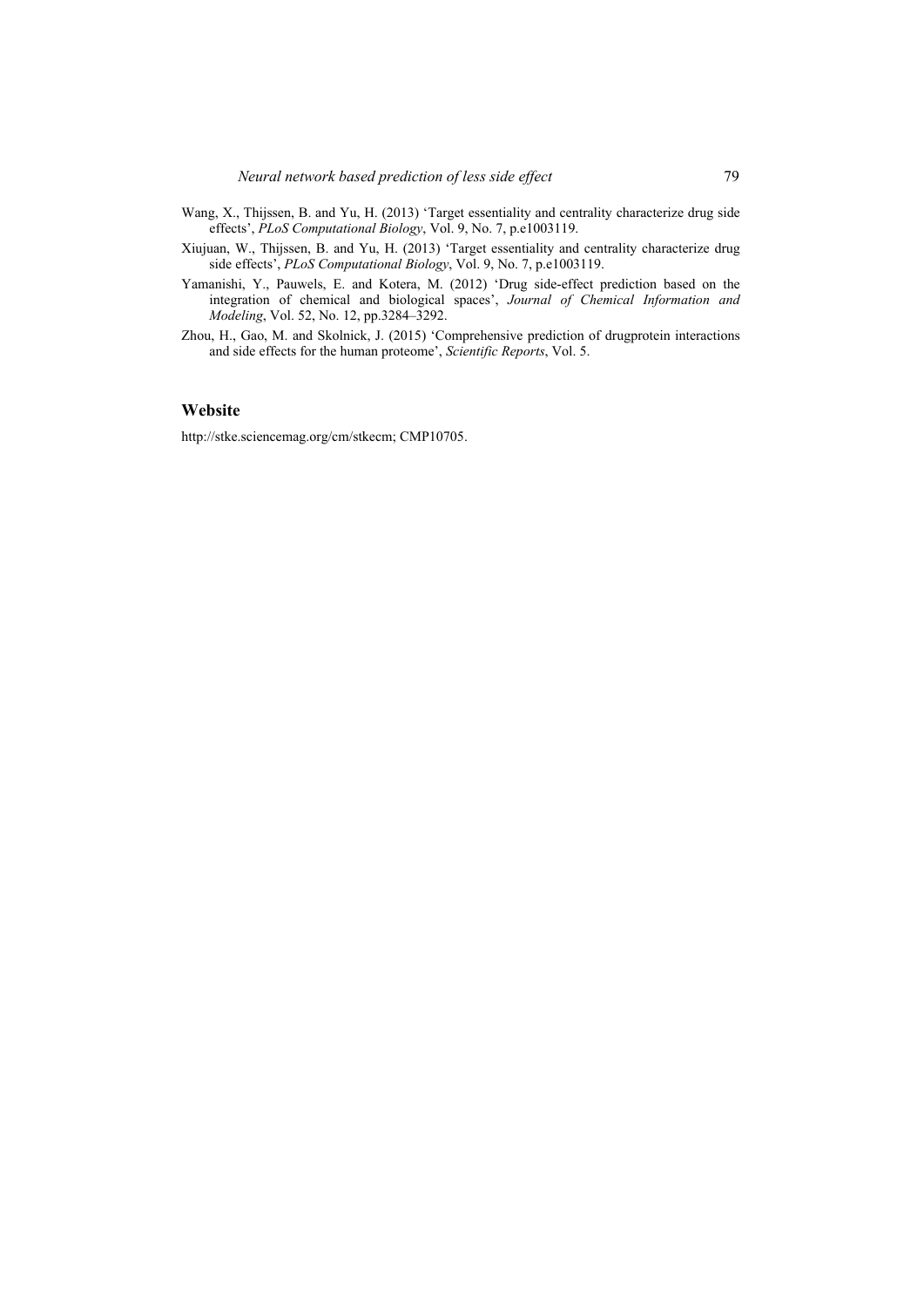Wang, X., Thijssen, B. and Yu, H. (2013) 'Target essentiality and centrality characterize drug side effects', *PLoS Computational Biology*, Vol. 9, No. 7, p.e1003119.

Xiujuan, W., Thijssen, B. and Yu, H. (2013) 'Target essentiality and centrality characterize drug side effects', *PLoS Computational Biology*, Vol. 9, No. 7, p.e1003119.

Yamanishi, Y., Pauwels, E. and Kotera, M. (2012) 'Drug side-effect prediction based on the integration of chemical and biological spaces', *Journal of Chemical Information and Modeling*, Vol. 52, No. 12, pp.3284–3292.

Zhou, H., Gao, M. and Skolnick, J. (2015) 'Comprehensive prediction of drugprotein interactions and side effects for the human proteome', *Scientific Reports*, Vol. 5.

## Website

http://stke.sciencemag.org/cm/stkecm; CMP10705.